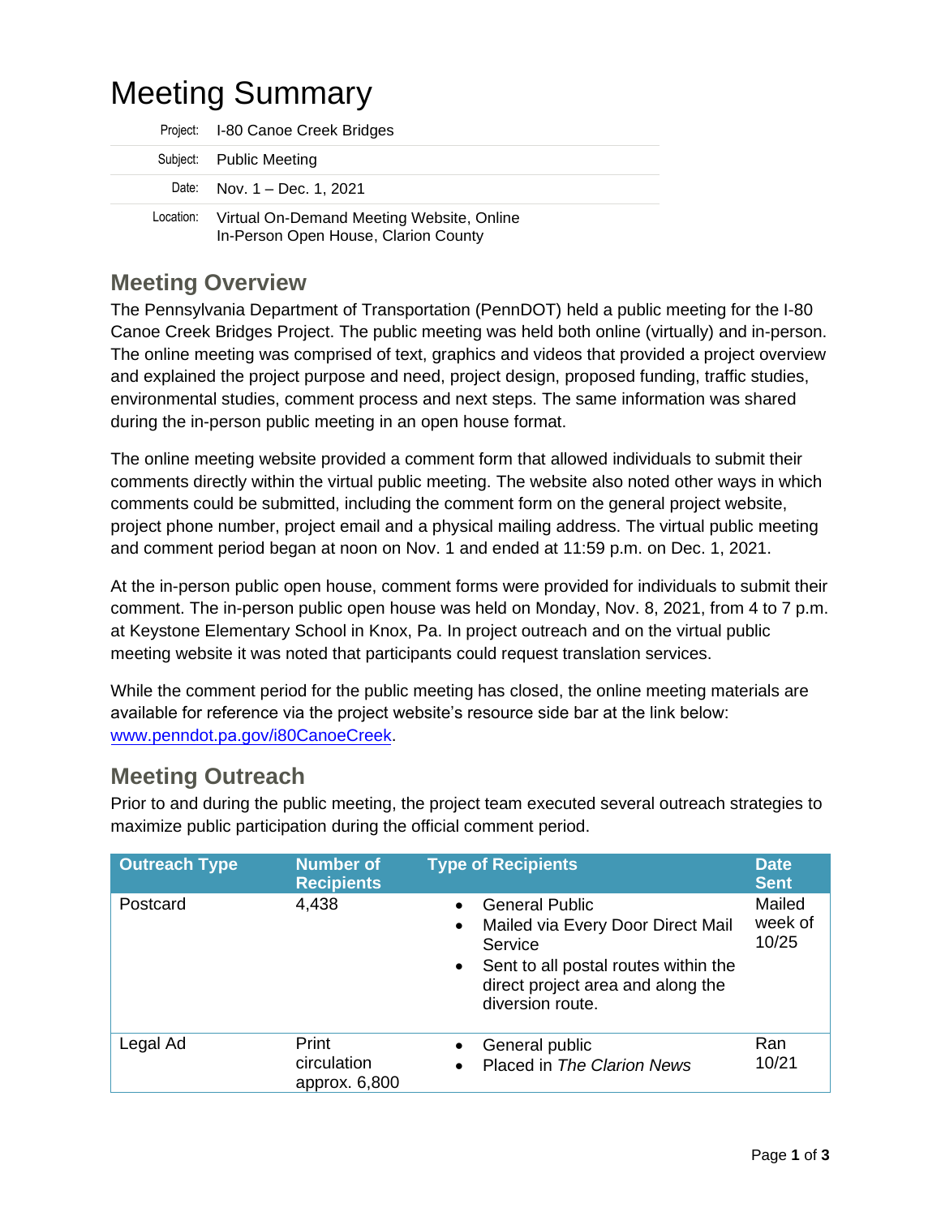# Meeting Summary

| | |
|---|---|
| Project: | I-80 Canoe Creek Bridges |
| Subject: | Public Meeting |
| Date: | Nov. 1 – Dec. 1, 2021 |
| Location: | Virtual On-Demand Meeting Website, Online<br>In-Person Open House, Clarion County |

## Meeting Overview

The Pennsylvania Department of Transportation (PennDOT) held a public meeting for the I-80 Canoe Creek Bridges Project. The public meeting was held both online (virtually) and in-person. The online meeting was comprised of text, graphics and videos that provided a project overview and explained the project purpose and need, project design, proposed funding, traffic studies, environmental studies, comment process and next steps. The same information was shared during the in-person public meeting in an open house format.

The online meeting website provided a comment form that allowed individuals to submit their comments directly within the virtual public meeting. The website also noted other ways in which comments could be submitted, including the comment form on the general project website, project phone number, project email and a physical mailing address. The virtual public meeting and comment period began at noon on Nov. 1 and ended at 11:59 p.m. on Dec. 1, 2021.

At the in-person public open house, comment forms were provided for individuals to submit their comment. The in-person public open house was held on Monday, Nov. 8, 2021, from 4 to 7 p.m. at Keystone Elementary School in Knox, Pa. In project outreach and on the virtual public meeting website it was noted that participants could request translation services.

While the comment period for the public meeting has closed, the online meeting materials are available for reference via the project website's resource side bar at the link below: [www.penndot.pa.gov/i80CanoeCreek](http://www.penndot.pa.gov/i80CanoeCreek).

## Meeting Outreach

Prior to and during the public meeting, the project team executed several outreach strategies to maximize public participation during the official comment period.

| Outreach Type | Number of Recipients | Type of Recipients | Date Sent |
|---|---|---|---|
| Postcard | 4,438 | • General Public<br>• Mailed via Every Door Direct Mail Service<br>• Sent to all postal routes within the direct project area and along the diversion route. | Mailed week of 10/25 |
| Legal Ad | Print circulation approx. 6,800 | • General public<br>• Placed in *The Clarion News* | Ran 10/21 |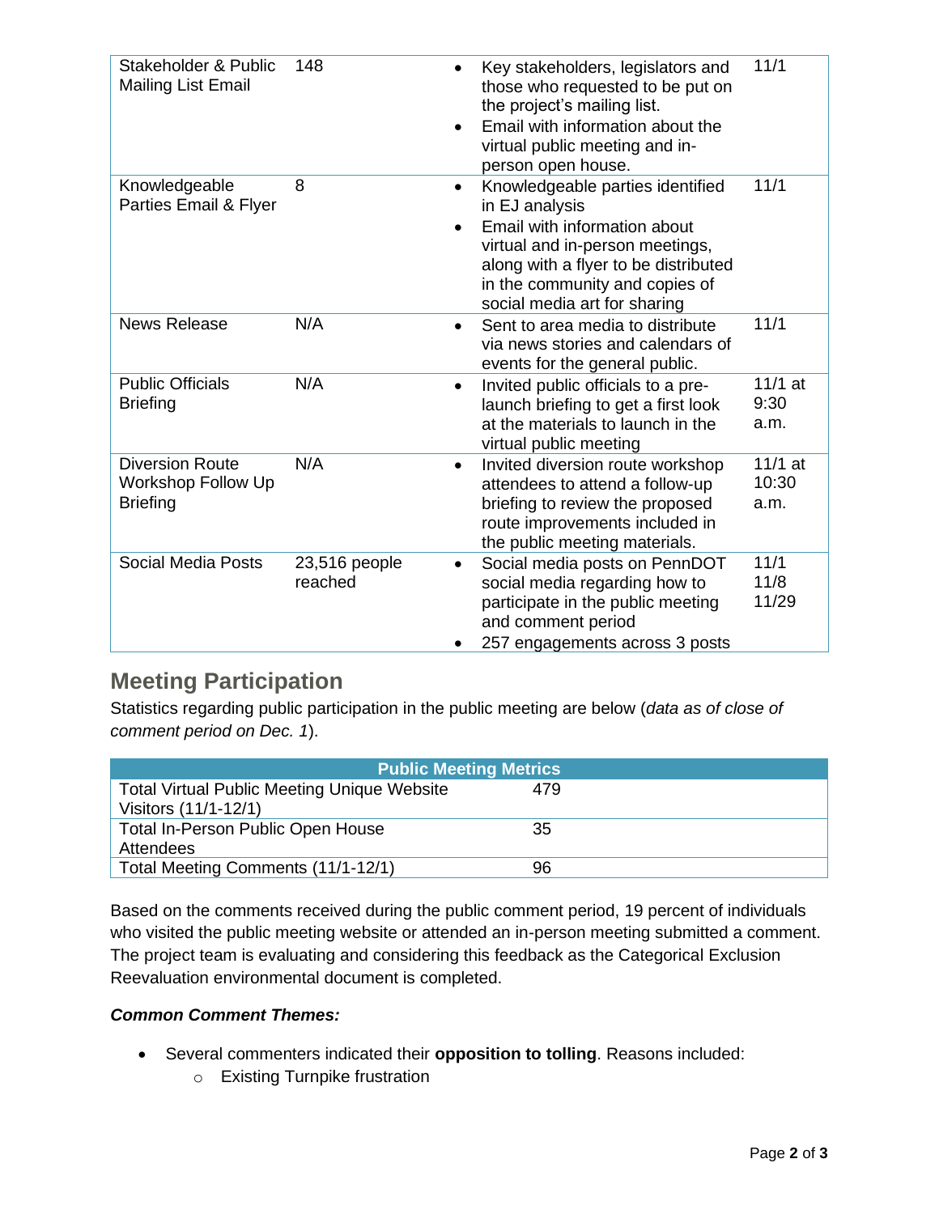| Stakeholder & Public Mailing List Email | 148 | • Key stakeholders, legislators and those who requested to be put on the project's mailing list.<br>• Email with information about the virtual public meeting and in-person open house. | 11/1 |
|---|---|---|---|
| Knowledgeable Parties Email & Flyer | 8 | • Knowledgeable parties identified in EJ analysis<br>• Email with information about virtual and in-person meetings, along with a flyer to be distributed in the community and copies of social media art for sharing | 11/1 |
| News Release | N/A | • Sent to area media to distribute via news stories and calendars of events for the general public. | 11/1 |
| Public Officials Briefing | N/A | • Invited public officials to a pre-launch briefing to get a first look at the materials to launch in the virtual public meeting | 11/1 at 9:30 a.m. |
| Diversion Route Workshop Follow Up Briefing | N/A | • Invited diversion route workshop attendees to attend a follow-up briefing to review the proposed route improvements included in the public meeting materials. | 11/1 at 10:30 a.m. |
| Social Media Posts | 23,516 people reached | • Social media posts on PennDOT social media regarding how to participate in the public meeting and comment period<br>• 257 engagements across 3 posts | 11/1<br>11/8<br>11/29 |

## Meeting Participation

Statistics regarding public participation in the public meeting are below (*data as of close of comment period on Dec. 1*).

| Public Meeting Metrics | |
|---|---|
| Total Virtual Public Meeting Unique Website Visitors (11/1-12/1) | 479 |
| Total In-Person Public Open House Attendees | 35 |
| Total Meeting Comments (11/1-12/1) | 96 |

Based on the comments received during the public comment period, 19 percent of individuals who visited the public meeting website or attended an in-person meeting submitted a comment. The project team is evaluating and considering this feedback as the Categorical Exclusion Reevaluation environmental document is completed.

***Common Comment Themes:***

- Several commenters indicated their **opposition to tolling**. Reasons included:
  - Existing Turnpike frustration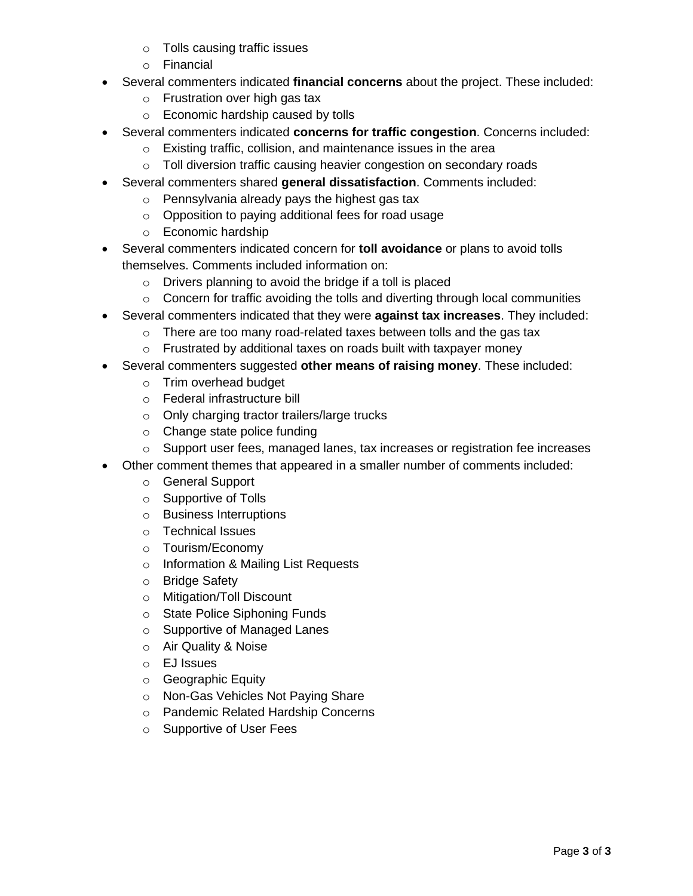- Tolls causing traffic issues
  - Financial
- Several commenters indicated **financial concerns** about the project. These included:
  - Frustration over high gas tax
  - Economic hardship caused by tolls
- Several commenters indicated **concerns for traffic congestion**. Concerns included:
  - Existing traffic, collision, and maintenance issues in the area
  - Toll diversion traffic causing heavier congestion on secondary roads
- Several commenters shared **general dissatisfaction**. Comments included:
  - Pennsylvania already pays the highest gas tax
  - Opposition to paying additional fees for road usage
  - Economic hardship
- Several commenters indicated concern for **toll avoidance** or plans to avoid tolls themselves. Comments included information on:
  - Drivers planning to avoid the bridge if a toll is placed
  - Concern for traffic avoiding the tolls and diverting through local communities
- Several commenters indicated that they were **against tax increases**. They included:
  - There are too many road-related taxes between tolls and the gas tax
  - Frustrated by additional taxes on roads built with taxpayer money
- Several commenters suggested **other means of raising money**. These included:
  - Trim overhead budget
  - Federal infrastructure bill
  - Only charging tractor trailers/large trucks
  - Change state police funding
  - Support user fees, managed lanes, tax increases or registration fee increases
- Other comment themes that appeared in a smaller number of comments included:
  - General Support
  - Supportive of Tolls
  - Business Interruptions
  - Technical Issues
  - Tourism/Economy
  - Information & Mailing List Requests
  - Bridge Safety
  - Mitigation/Toll Discount
  - State Police Siphoning Funds
  - Supportive of Managed Lanes
  - Air Quality & Noise
  - EJ Issues
  - Geographic Equity
  - Non-Gas Vehicles Not Paying Share
  - Pandemic Related Hardship Concerns
  - Supportive of User Fees